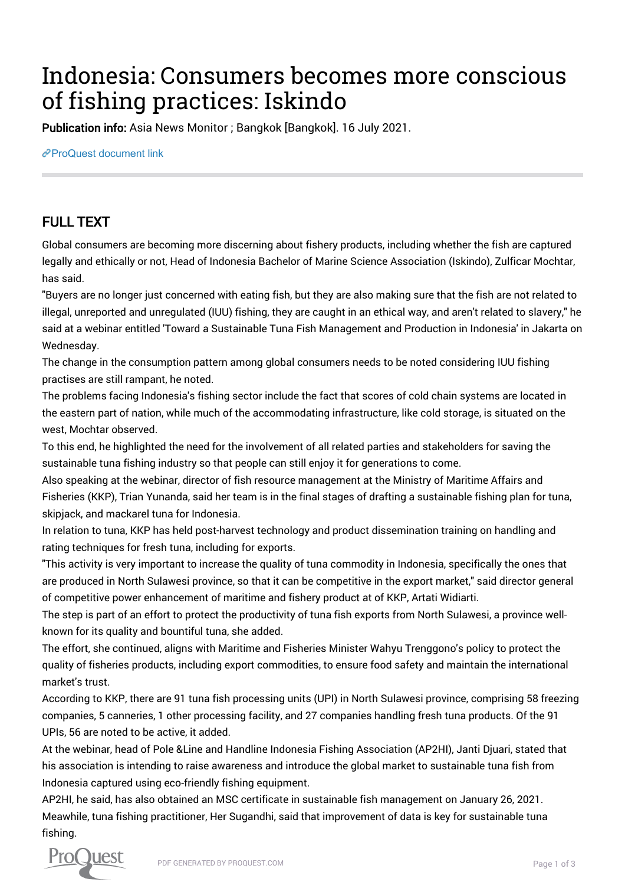# Indonesia: Consumers becomes more conscious of fishing practices: Iskindo

**Publication info:** Asia News Monitor ; Bangkok [Bangkok]. 16 July 2021.

ProQuest document link

## FULL TEXT

Global consumers are becoming more discerning about fishery products, including whether the fish are captured legally and ethically or not, Head of Indonesia Bachelor of Marine Science Association (Iskindo), Zulficar Mochtar, has said.

"Buyers are no longer just concerned with eating fish, but they are also making sure that the fish are not related to illegal, unreported and unregulated (IUU) fishing, they are caught in an ethical way, and aren't related to slavery," he said at a webinar entitled 'Toward a Sustainable Tuna Fish Management and Production in Indonesia' in Jakarta on Wednesday.

The change in the consumption pattern among global consumers needs to be noted considering IUU fishing practises are still rampant, he noted.

The problems facing Indonesia's fishing sector include the fact that scores of cold chain systems are located in the eastern part of nation, while much of the accommodating infrastructure, like cold storage, is situated on the west, Mochtar observed.

To this end, he highlighted the need for the involvement of all related parties and stakeholders for saving the sustainable tuna fishing industry so that people can still enjoy it for generations to come.

Also speaking at the webinar, director of fish resource management at the Ministry of Maritime Affairs and Fisheries (KKP), Trian Yunanda, said her team is in the final stages of drafting a sustainable fishing plan for tuna, skipjack, and mackarel tuna for Indonesia.

In relation to tuna, KKP has held post-harvest technology and product dissemination training on handling and rating techniques for fresh tuna, including for exports.

"This activity is very important to increase the quality of tuna commodity in Indonesia, specifically the ones that are produced in North Sulawesi province, so that it can be competitive in the export market," said director general of competitive power enhancement of maritime and fishery product at of KKP, Artati Widiarti.

The step is part of an effort to protect the productivity of tuna fish exports from North Sulawesi, a province well-known for its quality and bountiful tuna, she added.

The effort, she continued, aligns with Maritime and Fisheries Minister Wahyu Trenggono's policy to protect the quality of fisheries products, including export commodities, to ensure food safety and maintain the international market's trust.

According to KKP, there are 91 tuna fish processing units (UPI) in North Sulawesi province, comprising 58 freezing companies, 5 canneries, 1 other processing facility, and 27 companies handling fresh tuna products. Of the 91 UPIs, 56 are noted to be active, it added.

At the webinar, head of Pole &Line and Handline Indonesia Fishing Association (AP2HI), Janti Djuari, stated that his association is intending to raise awareness and introduce the global market to sustainable tuna fish from Indonesia captured using eco-friendly fishing equipment.

AP2HI, he said, has also obtained an MSC certificate in sustainable fish management on January 26, 2021.

Meawhile, tuna fishing practitioner, Her Sugandhi, said that improvement of data is key for sustainable tuna fishing.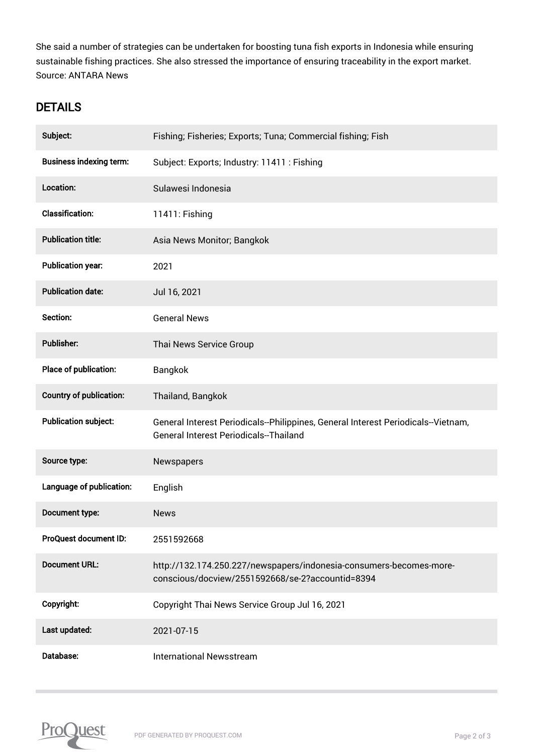She said a number of strategies can be undertaken for boosting tuna fish exports in Indonesia while ensuring sustainable fishing practices. She also stressed the importance of ensuring traceability in the export market. Source: ANTARA News

## DETAILS

| | |
|---|---|
| **Subject:** | Fishing; Fisheries; Exports; Tuna; Commercial fishing; Fish |
| **Business indexing term:** | Subject: Exports; Industry: 11411 : Fishing |
| **Location:** | Sulawesi Indonesia |
| **Classification:** | 11411: Fishing |
| **Publication title:** | Asia News Monitor; Bangkok |
| **Publication year:** | 2021 |
| **Publication date:** | Jul 16, 2021 |
| **Section:** | General News |
| **Publisher:** | Thai News Service Group |
| **Place of publication:** | Bangkok |
| **Country of publication:** | Thailand, Bangkok |
| **Publication subject:** | General Interest Periodicals--Philippines, General Interest Periodicals--Vietnam, General Interest Periodicals--Thailand |
| **Source type:** | Newspapers |
| **Language of publication:** | English |
| **Document type:** | News |
| **ProQuest document ID:** | 2551592668 |
| **Document URL:** | http://132.174.250.227/newspapers/indonesia-consumers-becomes-more-conscious/docview/2551592668/se-2?accountid=8394 |
| **Copyright:** | Copyright Thai News Service Group Jul 16, 2021 |
| **Last updated:** | 2021-07-15 |
| **Database:** | International Newsstream |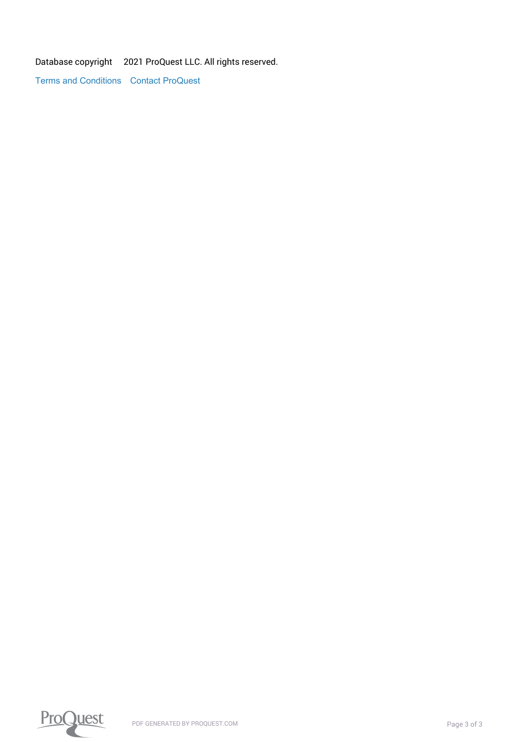Database copyright 2021 ProQuest LLC. All rights reserved.

Terms and Conditions Contact ProQuest